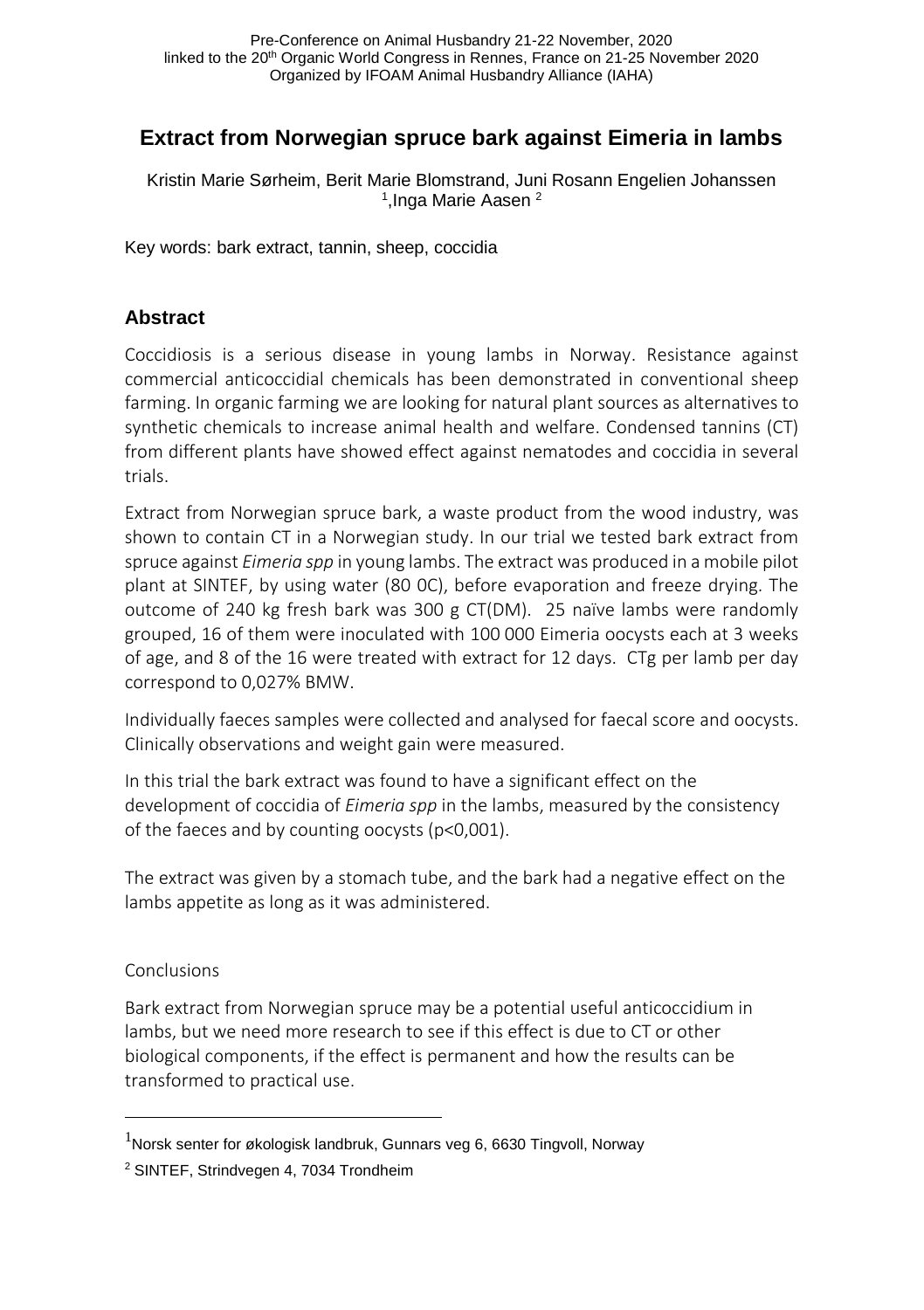Pre-Conference on Animal Husbandry 21-22 November, 2020
linked to the 20th Organic World Congress in Rennes, France on 21-25 November 2020
Organized by IFOAM Animal Husbandry Alliance (IAHA)

# Extract from Norwegian spruce bark against Eimeria in lambs

Kristin Marie Sørheim, Berit Marie Blomstrand, Juni Rosann Engelien Johanssen [1], Inga Marie Aasen [2]

Key words: bark extract, tannin, sheep, coccidia

## Abstract

Coccidiosis is a serious disease in young lambs in Norway. Resistance against commercial anticoccidial chemicals has been demonstrated in conventional sheep farming. In organic farming we are looking for natural plant sources as alternatives to synthetic chemicals to increase animal health and welfare. Condensed tannins (CT) from different plants have showed effect against nematodes and coccidia in several trials.

Extract from Norwegian spruce bark, a waste product from the wood industry, was shown to contain CT in a Norwegian study. In our trial we tested bark extract from spruce against *Eimeria spp* in young lambs. The extract was produced in a mobile pilot plant at SINTEF, by using water (80 0C), before evaporation and freeze drying. The outcome of 240 kg fresh bark was 300 g CT(DM). 25 naïve lambs were randomly grouped, 16 of them were inoculated with 100 000 Eimeria oocysts each at 3 weeks of age, and 8 of the 16 were treated with extract for 12 days. CTg per lamb per day correspond to 0,027% BMW.

Individually faeces samples were collected and analysed for faecal score and oocysts. Clinically observations and weight gain were measured.

In this trial the bark extract was found to have a significant effect on the development of coccidia of *Eimeria spp* in the lambs, measured by the consistency of the faeces and by counting oocysts ($p<0,001$).

The extract was given by a stomach tube, and the bark had a negative effect on the lambs appetite as long as it was administered.

Conclusions

Bark extract from Norwegian spruce may be a potential useful anticoccidium in lambs, but we need more research to see if this effect is due to CT or other biological components, if the effect is permanent and how the results can be transformed to practical use.

---

[1] Norsk senter for økologisk landbruk, Gunnars veg 6, 6630 Tingvoll, Norway

[2] SINTEF, Strindvegen 4, 7034 Trondheim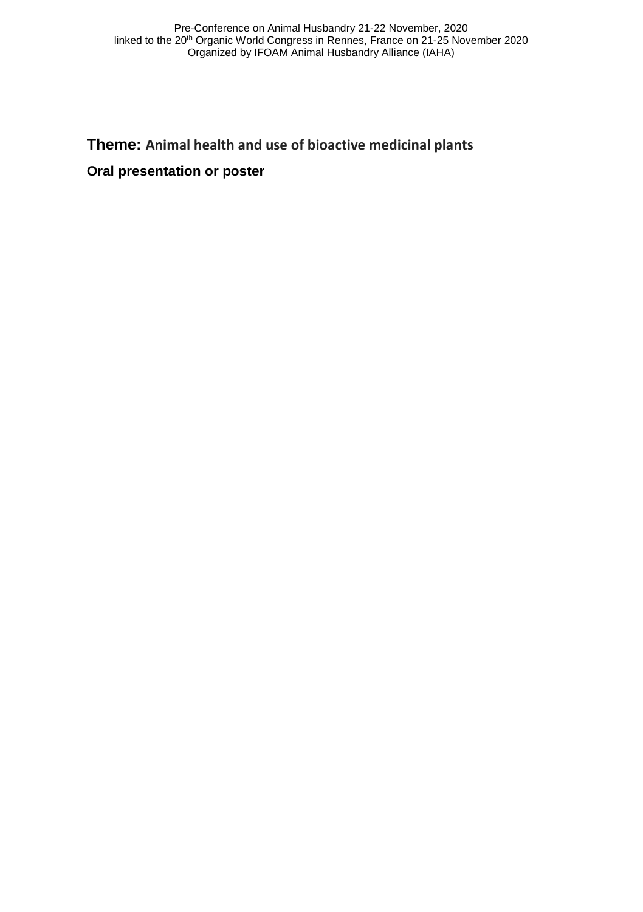**Theme:** **Animal health and use of bioactive medicinal plants**

**Oral presentation or poster**